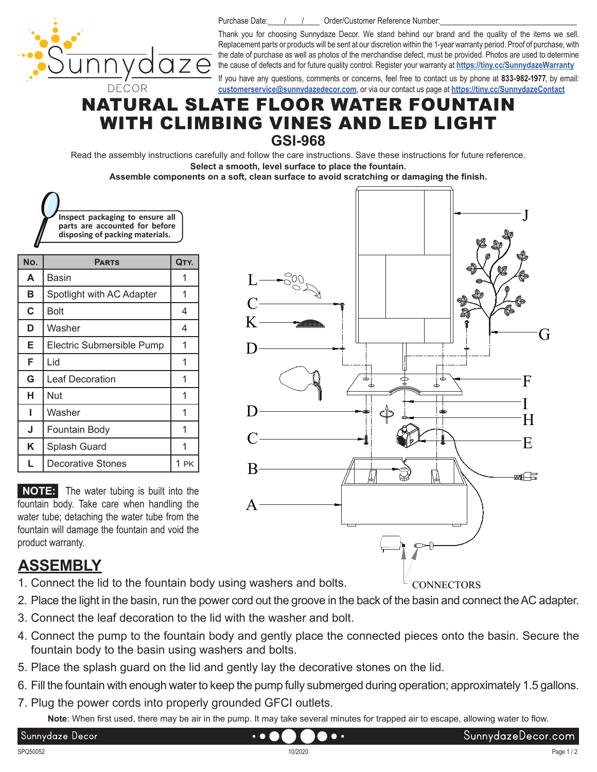Purchase Date:\_\_\_/\_\_\_/\_\_\_ Order/Customer Reference Number:\_\_\_\_\_\_\_\_\_\_\_\_\_\_\_\_\_\_\_\_

Thank you for choosing Sunnydaze Decor. We stand behind our brand and the quality of the items we sell. Replacement parts or products will be sent at our discretion within the 1-year warranty period. Proof of purchase, with the date of purchase as well as photos of the merchandise defect, must be provided. Photos are used to determine the cause of defects and for future quality control. Register your warranty at **https://tiny.cc/SunnydazeWarranty**

If you have any questions, comments or concerns, feel free to contact us by phone at **833-982-1977**, by email: **customerservice@sunnydazedecor.com**, or via our contact us page at **https://tiny.cc/SunnydazeContact**

# NATURAL SLATE FLOOR WATER FOUNTAIN WITH CLIMBING VINES AND LED LIGHT

## GSI-968

Read the assembly instructions carefully and follow the care instructions. Save these instructions for future reference.

**Select a smooth, level surface to place the fountain.**

**Assemble components on a soft, clean surface to avoid scratching or damaging the finish.**

**Inspect packaging to ensure all parts are accounted for before disposing of packing materials.**

| No. | Parts | Qty. |
|---|---|---|
| A | Basin | 1 |
| B | Spotlight with AC Adapter | 1 |
| C | Bolt | 4 |
| D | Washer | 4 |
| E | Electric Submersible Pump | 1 |
| F | Lid | 1 |
| G | Leaf Decoration | 1 |
| H | Nut | 1 |
| I | Washer | 1 |
| J | Fountain Body | 1 |
| K | Splash Guard | 1 |
| L | Decorative Stones | 1 PK |

**NOTE:** The water tubing is built into the fountain body. Take care when handling the water tube; detaching the water tube from the fountain will damage the fountain and void the product warranty.

CONNECTORS

## ASSEMBLY

1. Connect the lid to the fountain body using washers and bolts.
2. Place the light in the basin, run the power cord out the groove in the back of the basin and connect the AC adapter.
3. Connect the leaf decoration to the lid with the washer and bolt.
4. Connect the pump to the fountain body and gently place the connected pieces onto the basin. Secure the fountain body to the basin using washers and bolts.
5. Place the splash guard on the lid and gently lay the decorative stones on the lid.
6. Fill the fountain with enough water to keep the pump fully submerged during operation; approximately 1.5 gallons.
7. Plug the power cords into properly grounded GFCI outlets.

**Note**: When first used, there may be air in the pump. It may take several minutes for trapped air to escape, allowing water to flow.

SPQ50052 10/2020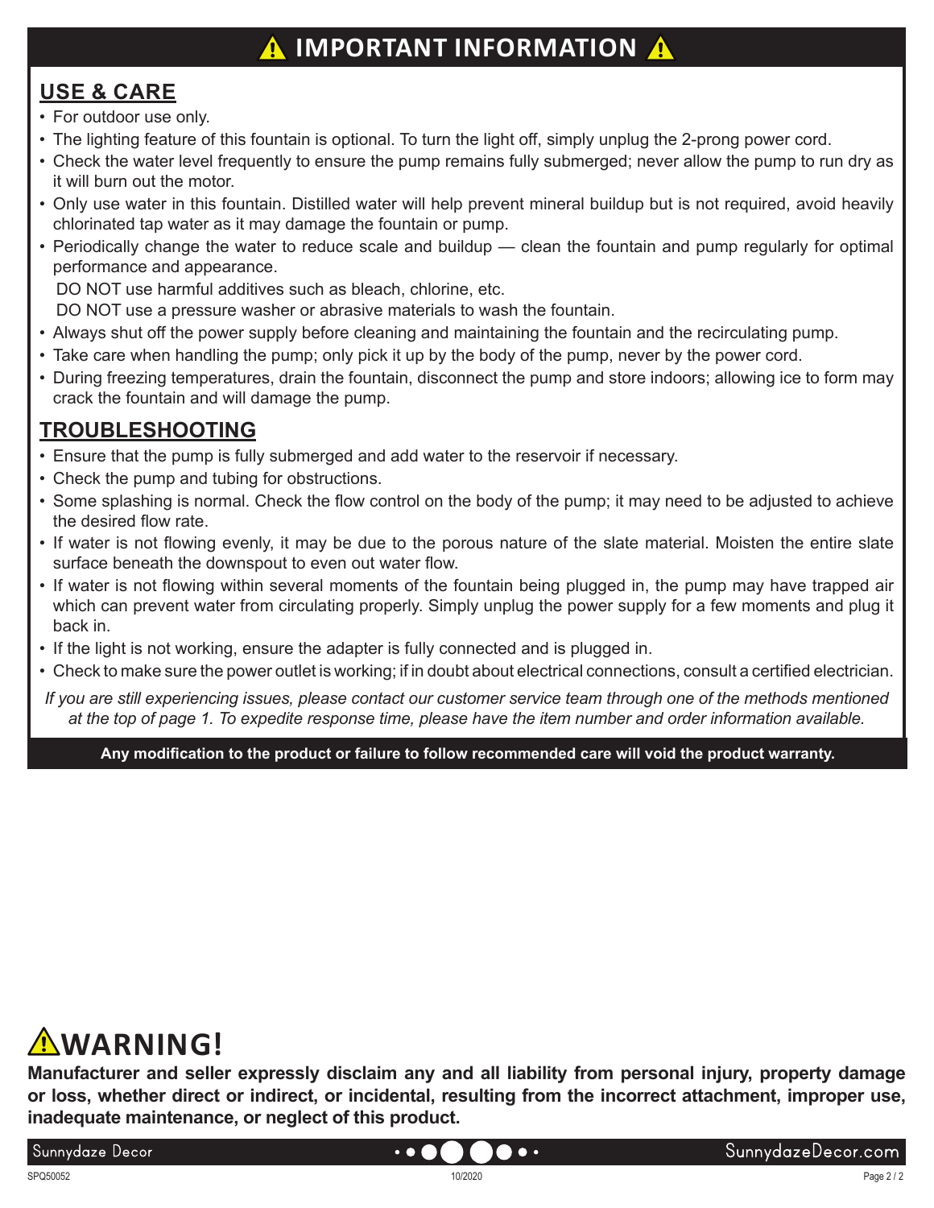# ⚠ IMPORTANT INFORMATION ⚠

## USE & CARE

- For outdoor use only.
- The lighting feature of this fountain is optional. To turn the light off, simply unplug the 2-prong power cord.
- Check the water level frequently to ensure the pump remains fully submerged; never allow the pump to run dry as it will burn out the motor.
- Only use water in this fountain. Distilled water will help prevent mineral buildup but is not required, avoid heavily chlorinated tap water as it may damage the fountain or pump.
- Periodically change the water to reduce scale and buildup — clean the fountain and pump regularly for optimal performance and appearance.

  DO NOT use harmful additives such as bleach, chlorine, etc.

  DO NOT use a pressure washer or abrasive materials to wash the fountain.
- Always shut off the power supply before cleaning and maintaining the fountain and the recirculating pump.
- Take care when handling the pump; only pick it up by the body of the pump, never by the power cord.
- During freezing temperatures, drain the fountain, disconnect the pump and store indoors; allowing ice to form may crack the fountain and will damage the pump.

## TROUBLESHOOTING

- Ensure that the pump is fully submerged and add water to the reservoir if necessary.
- Check the pump and tubing for obstructions.
- Some splashing is normal. Check the flow control on the body of the pump; it may need to be adjusted to achieve the desired flow rate.
- If water is not flowing evenly, it may be due to the porous nature of the slate material. Moisten the entire slate surface beneath the downspout to even out water flow.
- If water is not flowing within several moments of the fountain being plugged in, the pump may have trapped air which can prevent water from circulating properly. Simply unplug the power supply for a few moments and plug it back in.
- If the light is not working, ensure the adapter is fully connected and is plugged in.
- Check to make sure the power outlet is working; if in doubt about electrical connections, consult a certified electrician.

*If you are still experiencing issues, please contact our customer service team through one of the methods mentioned at the top of page 1. To expedite response time, please have the item number and order information available.*

**Any modification to the product or failure to follow recommended care will void the product warranty.**

# ⚠WARNING!

**Manufacturer and seller expressly disclaim any and all liability from personal injury, property damage or loss, whether direct or indirect, or incidental, resulting from the incorrect attachment, improper use, inadequate maintenance, or neglect of this product.**

Sunnydaze Decor SunnydazeDecor.com

SPQ50052 10/2020